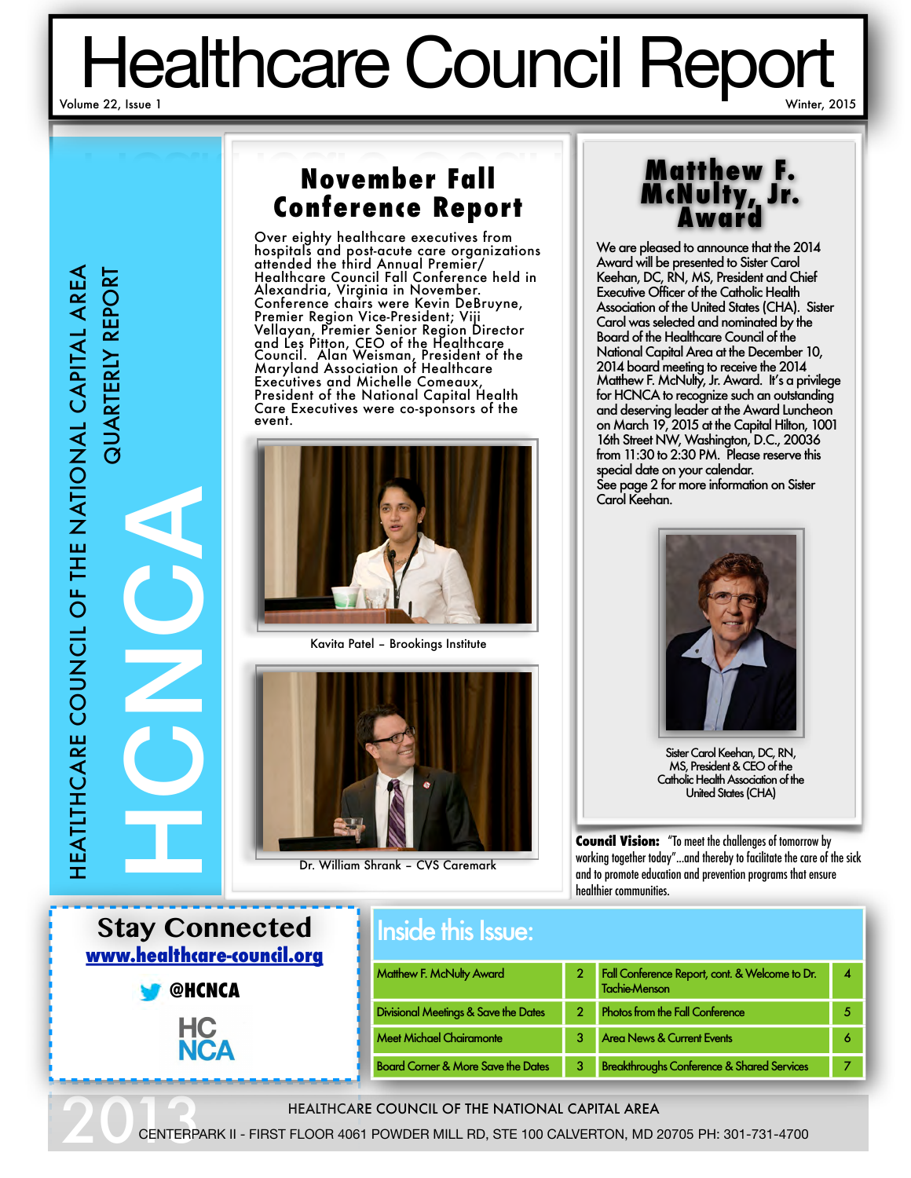# Healthcare Council Report

Volume 22, Issue 1 — Winter, 2015

HEALTHCARE COUNCIL OF THE NATIONAL CAPITAL AREA
QUARTERLY REPORT

HCNCA

## November Fall Conference Report

Over eighty healthcare executives from hospitals and post-acute care organizations attended the third Annual Premier/ Healthcare Council Fall Conference held in Alexandria, Virginia in November. Conference chairs were Kevin DeBruyne, Premier Region Vice-President; Viji Vellayan, Premier Senior Region Director and Les Pitton, CEO of the Healthcare Council. Alan Weisman, President of the Maryland Association of Healthcare Executives and Michelle Comeaux, President of the National Capital Health Care Executives were co-sponsors of the event.

Kavita Patel – Brookings Institute

Dr. William Shrank – CVS Caremark

## Matthew F. McNulty, Jr. Award

We are pleased to announce that the 2014 Award will be presented to Sister Carol Keehan, DC, RN, MS, President and Chief Executive Officer of the Catholic Health Association of the United States (CHA). Sister Carol was selected and nominated by the Board of the Healthcare Council of the National Capital Area at the December 10, 2014 board meeting to receive the 2014 Matthew F. McNulty, Jr. Award. It's a privilege for HCNCA to recognize such an outstanding and deserving leader at the Award Luncheon on March 19, 2015 at the Capital Hilton, 1001 16th Street NW, Washington, D.C., 20036 from 11:30 to 2:30 PM. Please reserve this special date on your calendar.
See page 2 for more information on Sister Carol Keehan.

Sister Carol Keehan, DC, RN, MS, President & CEO of the Catholic Health Association of the United States (CHA)

**Council Vision:** "To meet the challenges of tomorrow by working together today"...and thereby to facilitate the care of the sick and to promote education and prevention programs that ensure healthier communities.

## Stay Connected

**www.healthcare-council.org**

@HCNCA

HC NCA

## Inside this Issue:

| | | | |
|---|---|---|---|
| Matthew F. McNulty Award | 2 | Fall Conference Report, cont. & Welcome to Dr. Tachie-Menson | 4 |
| Divisional Meetings & Save the Dates | 2 | Photos from the Fall Conference | 5 |
| Meet Michael Chairamonte | 3 | Area News & Current Events | 6 |
| Board Corner & More Save the Dates | 3 | Breakthroughs Conference & Shared Services | 7 |

2013

HEALTHCARE COUNCIL OF THE NATIONAL CAPITAL AREA
CENTERPARK II - FIRST FLOOR 4061 POWDER MILL RD, STE 100 CALVERTON, MD 20705 PH: 301-731-4700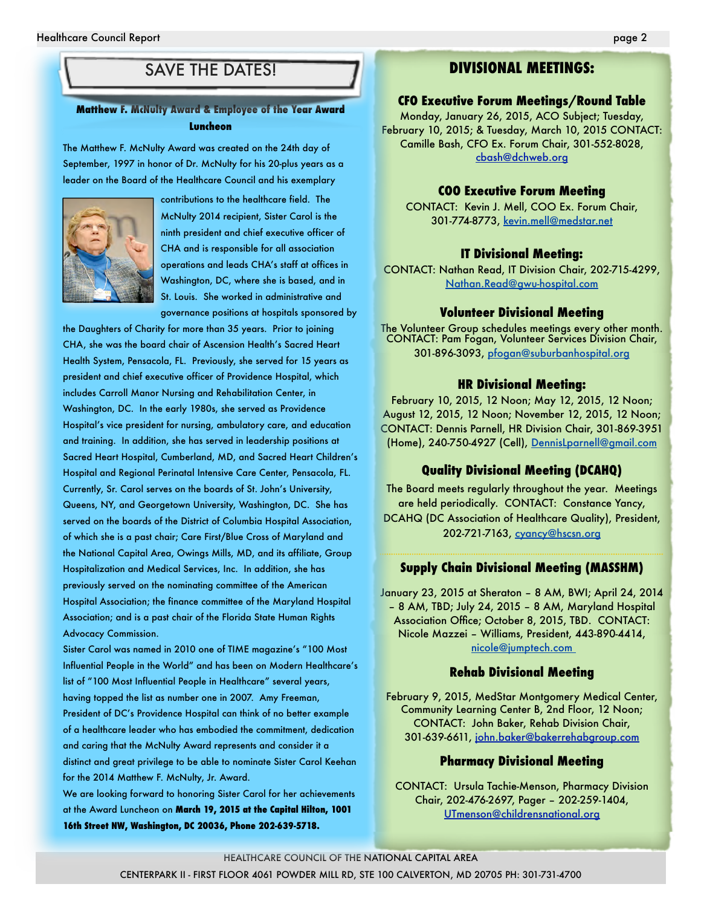## SAVE THE DATES!

### Matthew F. McNulty Award & Employee of the Year Award Luncheon

The Matthew F. McNulty Award was created on the 24th day of September, 1997 in honor of Dr. McNulty for his 20-plus years as a leader on the Board of the Healthcare Council and his exemplary contributions to the healthcare field. The McNulty 2014 recipient, Sister Carol is the ninth president and chief executive officer of CHA and is responsible for all association operations and leads CHA's staff at offices in Washington, DC, where she is based, and in St. Louis. She worked in administrative and governance positions at hospitals sponsored by the Daughters of Charity for more than 35 years. Prior to joining CHA, she was the board chair of Ascension Health's Sacred Heart Health System, Pensacola, FL. Previously, she served for 15 years as president and chief executive officer of Providence Hospital, which includes Carroll Manor Nursing and Rehabilitation Center, in Washington, DC. In the early 1980s, she served as Providence Hospital's vice president for nursing, ambulatory care, and education and training. In addition, she has served in leadership positions at Sacred Heart Hospital, Cumberland, MD, and Sacred Heart Children's Hospital and Regional Perinatal Intensive Care Center, Pensacola, FL. Currently, Sr. Carol serves on the boards of St. John's University, Queens, NY, and Georgetown University, Washington, DC. She has served on the boards of the District of Columbia Hospital Association, of which she is a past chair; Care First/Blue Cross of Maryland and the National Capital Area, Owings Mills, MD, and its affiliate, Group Hospitalization and Medical Services, Inc. In addition, she has previously served on the nominating committee of the American Hospital Association; the finance committee of the Maryland Hospital Association; and is a past chair of the Florida State Human Rights Advocacy Commission.

Sister Carol was named in 2010 one of TIME magazine's "100 Most Influential People in the World" and has been on Modern Healthcare's list of "100 Most Influential People in Healthcare" several years, having topped the list as number one in 2007. Amy Freeman, President of DC's Providence Hospital can think of no better example of a healthcare leader who has embodied the commitment, dedication and caring that the McNulty Award represents and consider it a distinct and great privilege to be able to nominate Sister Carol Keehan for the 2014 Matthew F. McNulty, Jr. Award.

We are looking forward to honoring Sister Carol for her achievements at the Award Luncheon on **March 19, 2015 at the Capital Hilton, 1001 16th Street NW, Washington, DC 20036, Phone 202-639-5718.**

## DIVISIONAL MEETINGS:

### CFO Executive Forum Meetings/Round Table

Monday, January 26, 2015, ACO Subject; Tuesday, February 10, 2015; & Tuesday, March 10, 2015 CONTACT: Camille Bash, CFO Ex. Forum Chair, 301-552-8028, cbash@dchweb.org

### COO Executive Forum Meeting

CONTACT: Kevin J. Mell, COO Ex. Forum Chair, 301-774-8773, kevin.mell@medstar.net

### IT Divisional Meeting:

CONTACT: Nathan Read, IT Division Chair, 202-715-4299, Nathan.Read@gwu-hospital.com

### Volunteer Divisional Meeting

The Volunteer Group schedules meetings every other month. CONTACT: Pam Fogan, Volunteer Services Division Chair, 301-896-3093, pfogan@suburbanhospital.org

### HR Divisional Meeting:

February 10, 2015, 12 Noon; May 12, 2015, 12 Noon; August 12, 2015, 12 Noon; November 12, 2015, 12 Noon; CONTACT: Dennis Parnell, HR Division Chair, 301-869-3951 (Home), 240-750-4927 (Cell), DennisLparnell@gmail.com

### Quality Divisional Meeting (DCAHQ)

The Board meets regularly throughout the year. Meetings are held periodically. CONTACT: Constance Yancy, DCAHQ (DC Association of Healthcare Quality), President, 202-721-7163, cyancy@hscsn.org

### Supply Chain Divisional Meeting (MASSHM)

January 23, 2015 at Sheraton – 8 AM, BWI; April 24, 2014 – 8 AM, TBD; July 24, 2015 – 8 AM, Maryland Hospital Association Office; October 8, 2015, TBD. CONTACT: Nicole Mazzei – Williams, President, 443-890-4414, nicole@jumptech.com

### Rehab Divisional Meeting

February 9, 2015, MedStar Montgomery Medical Center, Community Learning Center B, 2nd Floor, 12 Noon; CONTACT: John Baker, Rehab Division Chair, 301-639-6611, john.baker@bakerrehabgroup.com

### Pharmacy Divisional Meeting

CONTACT: Ursula Tachie-Menson, Pharmacy Division Chair, 202-476-2697, Pager – 202-259-1404, UTmenson@childrensnational.org

HEALTHCARE COUNCIL OF THE NATIONAL CAPITAL AREA
CENTERPARK II - FIRST FLOOR 4061 POWDER MILL RD, STE 100 CALVERTON, MD 20705 PH: 301-731-4700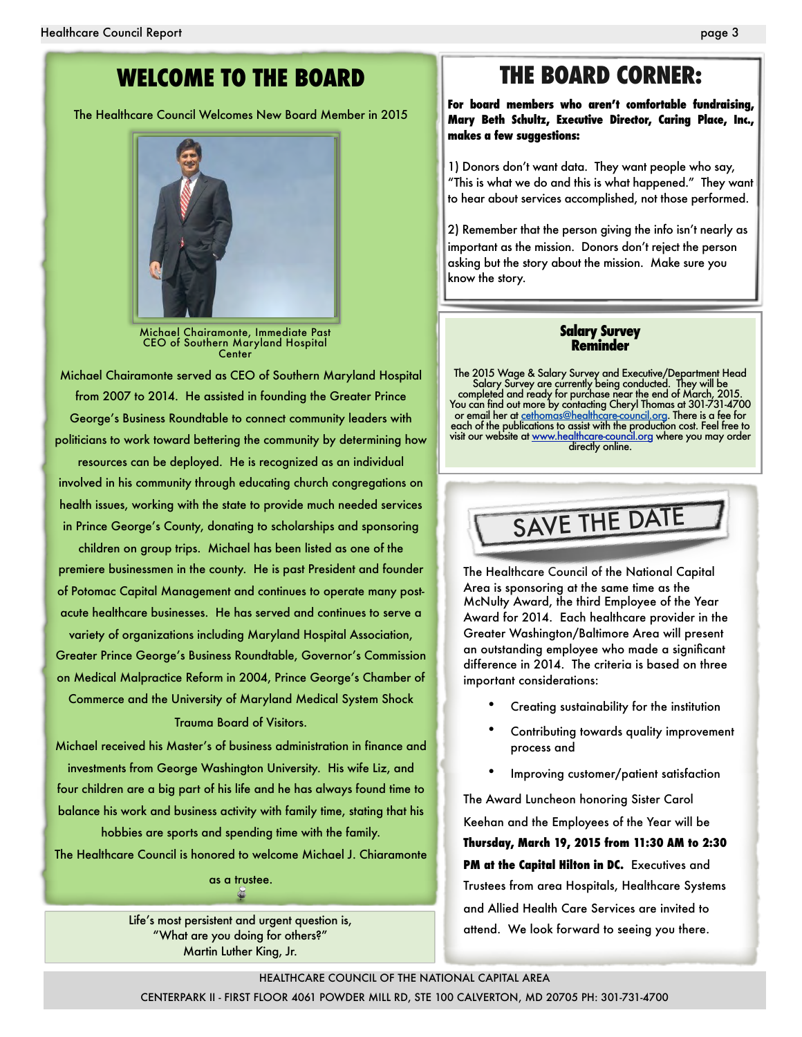# WELCOME TO THE BOARD

The Healthcare Council Welcomes New Board Member in 2015

Michael Chairamonte, Immediate Past CEO of Southern Maryland Hospital Center

Michael Chairamonte served as CEO of Southern Maryland Hospital from 2007 to 2014. He assisted in founding the Greater Prince George's Business Roundtable to connect community leaders with politicians to work toward bettering the community by determining how resources can be deployed. He is recognized as an individual involved in his community through educating church congregations on health issues, working with the state to provide much needed services in Prince George's County, donating to scholarships and sponsoring children on group trips. Michael has been listed as one of the premiere businessmen in the county. He is past President and founder of Potomac Capital Management and continues to operate many post-acute healthcare businesses. He has served and continues to serve a variety of organizations including Maryland Hospital Association, Greater Prince George's Business Roundtable, Governor's Commission on Medical Malpractice Reform in 2004, Prince George's Chamber of Commerce and the University of Maryland Medical System Shock Trauma Board of Visitors.

Michael received his Master's of business administration in finance and investments from George Washington University. His wife Liz, and four children are a big part of his life and he has always found time to balance his work and business activity with family time, stating that his hobbies are sports and spending time with the family.

The Healthcare Council is honored to welcome Michael J. Chiaramonte as a trustee.

Life's most persistent and urgent question is, "What are you doing for others?"
Martin Luther King, Jr.

# THE BOARD CORNER:

**For board members who aren't comfortable fundraising, Mary Beth Schultz, Executive Director, Caring Place, Inc., makes a few suggestions:**

1) Donors don't want data. They want people who say, "This is what we do and this is what happened." They want to hear about services accomplished, not those performed.

2) Remember that the person giving the info isn't nearly as important as the mission. Donors don't reject the person asking but the story about the mission. Make sure you know the story.

## Salary Survey Reminder

The 2015 Wage & Salary Survey and Executive/Department Head Salary Survey are currently being conducted. They will be completed and ready for purchase near the end of March, 2015. You can find out more by contacting Cheryl Thomas at 301-731-4700 or email her at cethomas@healthcare-council.org. There is a fee for each of the publications to assist with the production cost. Feel free to visit our website at www.healthcare-council.org where you may order directly online.

## SAVE THE DATE

The Healthcare Council of the National Capital Area is sponsoring at the same time as the McNulty Award, the third Employee of the Year Award for 2014. Each healthcare provider in the Greater Washington/Baltimore Area will present an outstanding employee who made a significant difference in 2014. The criteria is based on three important considerations:

- Creating sustainability for the institution
- Contributing towards quality improvement process and
- Improving customer/patient satisfaction

The Award Luncheon honoring Sister Carol Keehan and the Employees of the Year will be **Thursday, March 19, 2015 from 11:30 AM to 2:30 PM at the Capital Hilton in DC.** Executives and Trustees from area Hospitals, Healthcare Systems and Allied Health Care Services are invited to attend. We look forward to seeing you there.

HEALTHCARE COUNCIL OF THE NATIONAL CAPITAL AREA
CENTERPARK II - FIRST FLOOR 4061 POWDER MILL RD, STE 100 CALVERTON, MD 20705 PH: 301-731-4700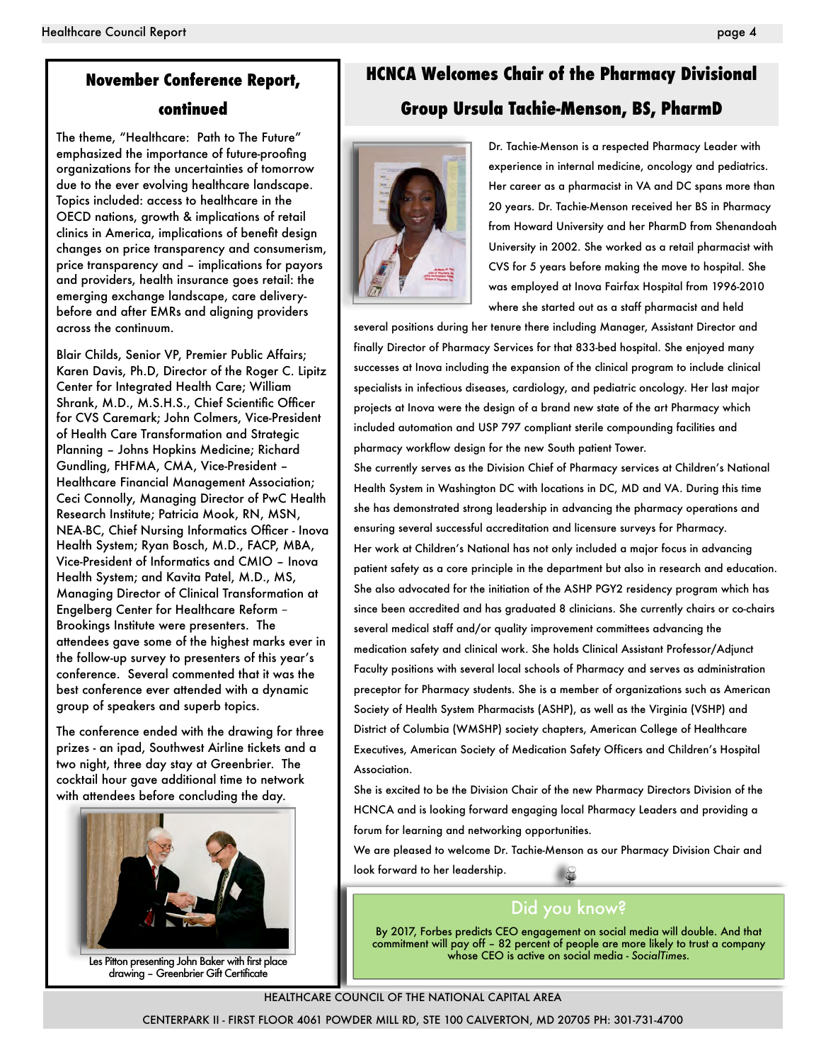## November Conference Report, continued

The theme, "Healthcare: Path to The Future" emphasized the importance of future-proofing organizations for the uncertainties of tomorrow due to the ever evolving healthcare landscape. Topics included: access to healthcare in the OECD nations, growth & implications of retail clinics in America, implications of benefit design changes on price transparency and consumerism, price transparency and – implications for payors and providers, health insurance goes retail: the emerging exchange landscape, care delivery-before and after EMRs and aligning providers across the continuum.

Blair Childs, Senior VP, Premier Public Affairs; Karen Davis, Ph.D, Director of the Roger C. Lipitz Center for Integrated Health Care; William Shrank, M.D., M.S.H.S., Chief Scientific Officer for CVS Caremark; John Colmers, Vice-President of Health Care Transformation and Strategic Planning – Johns Hopkins Medicine; Richard Gundling, FHFMA, CMA, Vice-President – Healthcare Financial Management Association; Ceci Connolly, Managing Director of PwC Health Research Institute; Patricia Mook, RN, MSN, NEA-BC, Chief Nursing Informatics Officer - Inova Health System; Ryan Bosch, M.D., FACP, MBA, Vice-President of Informatics and CMIO – Inova Health System; and Kavita Patel, M.D., MS, Managing Director of Clinical Transformation at Engelberg Center for Healthcare Reform – Brookings Institute were presenters. The attendees gave some of the highest marks ever in the follow-up survey to presenters of this year's conference. Several commented that it was the best conference ever attended with a dynamic group of speakers and superb topics.

The conference ended with the drawing for three prizes - an ipad, Southwest Airline tickets and a two night, three day stay at Greenbrier. The cocktail hour gave additional time to network with attendees before concluding the day.

Les Pitton presenting John Baker with first place drawing – Greenbrier Gift Certificate

## HCNCA Welcomes Chair of the Pharmacy Divisional Group Ursula Tachie-Menson, BS, PharmD

Dr. Tachie-Menson is a respected Pharmacy Leader with experience in internal medicine, oncology and pediatrics. Her career as a pharmacist in VA and DC spans more than 20 years. Dr. Tachie-Menson received her BS in Pharmacy from Howard University and her PharmD from Shenandoah University in 2002. She worked as a retail pharmacist with CVS for 5 years before making the move to hospital. She was employed at Inova Fairfax Hospital from 1996-2010 where she started out as a staff pharmacist and held several positions during her tenure there including Manager, Assistant Director and finally Director of Pharmacy Services for that 833-bed hospital. She enjoyed many successes at Inova including the expansion of the clinical program to include clinical specialists in infectious diseases, cardiology, and pediatric oncology. Her last major projects at Inova were the design of a brand new state of the art Pharmacy which included automation and USP 797 compliant sterile compounding facilities and pharmacy workflow design for the new South patient Tower.

She currently serves as the Division Chief of Pharmacy services at Children's National Health System in Washington DC with locations in DC, MD and VA. During this time she has demonstrated strong leadership in advancing the pharmacy operations and ensuring several successful accreditation and licensure surveys for Pharmacy.

Her work at Children's National has not only included a major focus in advancing patient safety as a core principle in the department but also in research and education. She also advocated for the initiation of the ASHP PGY2 residency program which has since been accredited and has graduated 8 clinicians. She currently chairs or co-chairs several medical staff and/or quality improvement committees advancing the medication safety and clinical work. She holds Clinical Assistant Professor/Adjunct Faculty positions with several local schools of Pharmacy and serves as administration preceptor for Pharmacy students. She is a member of organizations such as American Society of Health System Pharmacists (ASHP), as well as the Virginia (VSHP) and District of Columbia (WMSHP) society chapters, American College of Healthcare Executives, American Society of Medication Safety Officers and Children's Hospital Association.

She is excited to be the Division Chair of the new Pharmacy Directors Division of the HCNCA and is looking forward engaging local Pharmacy Leaders and providing a forum for learning and networking opportunities.

We are pleased to welcome Dr. Tachie-Menson as our Pharmacy Division Chair and look forward to her leadership.

### Did you know?

By 2017, Forbes predicts CEO engagement on social media will double. And that commitment will pay off – 82 percent of people are more likely to trust a company whose CEO is active on social media - *SocialTimes.*

HEALTHCARE COUNCIL OF THE NATIONAL CAPITAL AREA

CENTERPARK II - FIRST FLOOR 4061 POWDER MILL RD, STE 100 CALVERTON, MD 20705 PH: 301-731-4700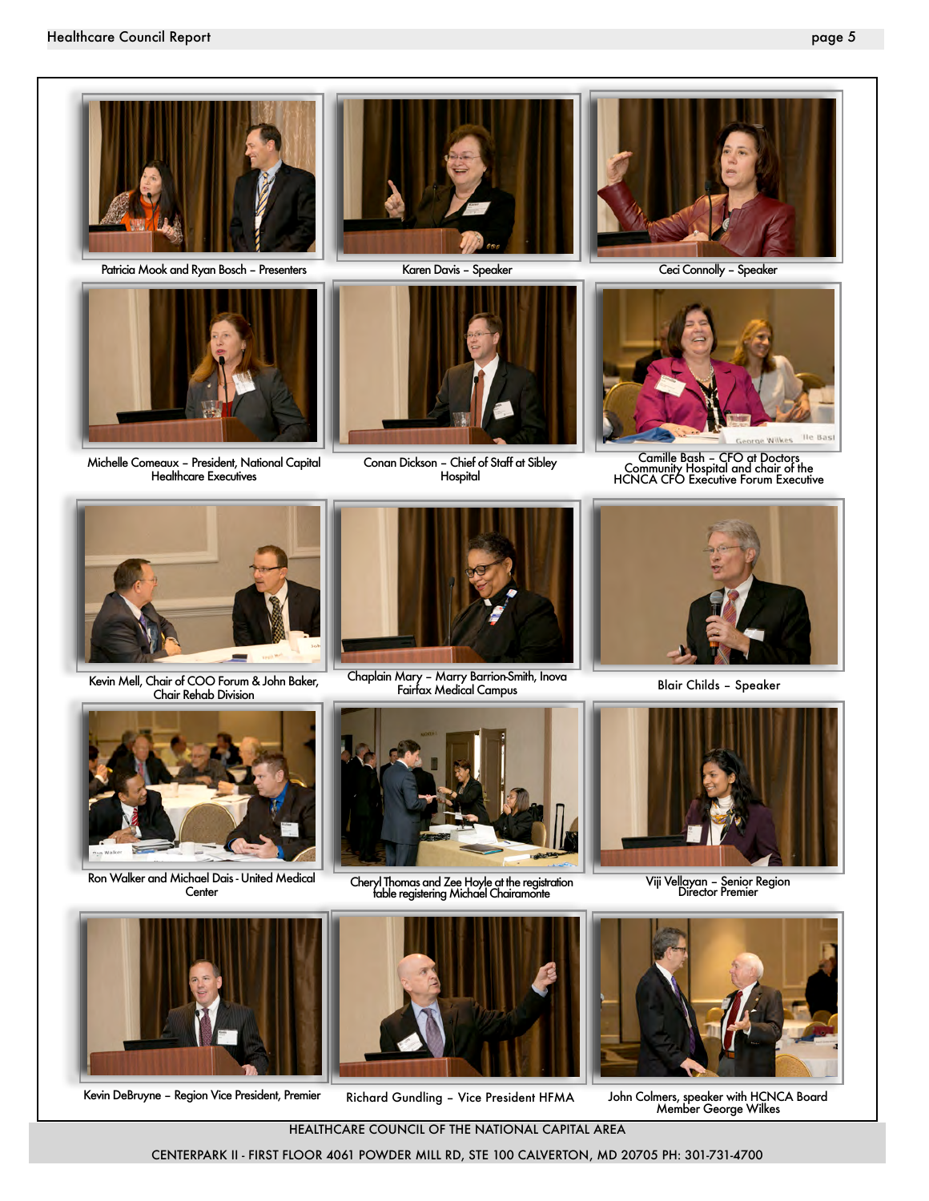Patricia Mook and Ryan Bosch – Presenters

Karen Davis – Speaker

Ceci Connolly – Speaker

Michelle Comeaux – President, National Capital Healthcare Executives

Conan Dickson – Chief of Staff at Sibley Hospital

Camille Bash – CFO at Doctors Community Hospital and chair of the HCNCA CFO Executive Forum Executive

Kevin Mell, Chair of COO Forum & John Baker, Chair Rehab Division

Chaplain Mary – Marry Barrion-Smith, Inova Fairfax Medical Campus

Blair Childs – Speaker

Ron Walker and Michael Dais - United Medical Center

Cheryl Thomas and Zee Hoyle at the registration table registering Michael Chairamonte

Viji Vellayan – Senior Region Director Premier

Kevin DeBruyne – Region Vice President, Premier

Richard Gundling – Vice President HFMA

John Colmers, speaker with HCNCA Board Member George Wilkes

HEALTHCARE COUNCIL OF THE NATIONAL CAPITAL AREA

CENTERPARK II - FIRST FLOOR 4061 POWDER MILL RD, STE 100 CALVERTON, MD 20705 PH: 301-731-4700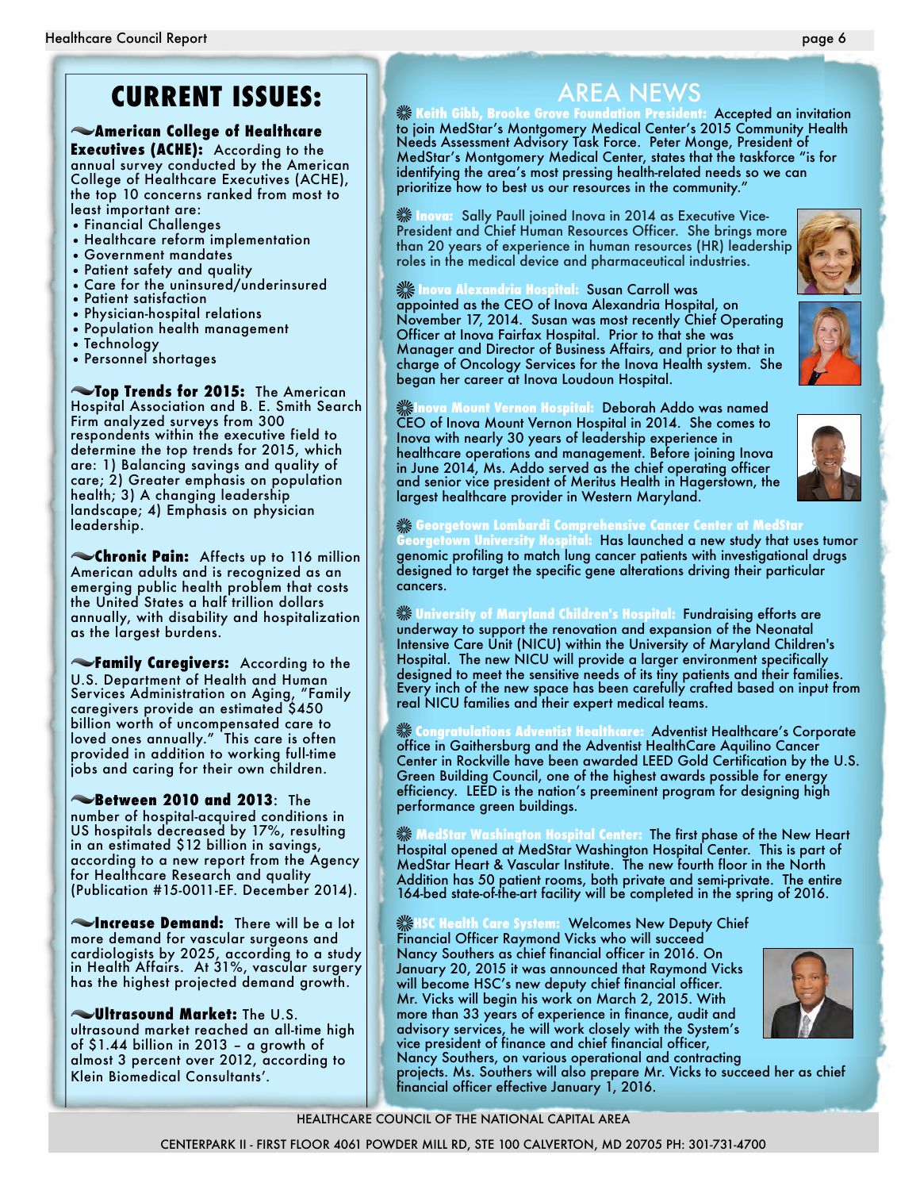## CURRENT ISSUES:

**American College of Healthcare Executives (ACHE):** According to the annual survey conducted by the American College of Healthcare Executives (ACHE), the top 10 concerns ranked from most to least important are:

- Financial Challenges
- Healthcare reform implementation
- Government mandates
- Patient safety and quality
- Care for the uninsured/underinsured
- Patient satisfaction
- Physician-hospital relations
- Population health management
- Technology
- Personnel shortages

**Top Trends for 2015:** The American Hospital Association and B. E. Smith Search Firm analyzed surveys from 300 respondents within the executive field to determine the top trends for 2015, which are: 1) Balancing savings and quality of care; 2) Greater emphasis on population health; 3) A changing leadership landscape; 4) Emphasis on physician leadership.

**Chronic Pain:** Affects up to 116 million American adults and is recognized as an emerging public health problem that costs the United States a half trillion dollars annually, with disability and hospitalization as the largest burdens.

**Family Caregivers:** According to the U.S. Department of Health and Human Services Administration on Aging, "Family caregivers provide an estimated $450 billion worth of uncompensated care to loved ones annually." This care is often provided in addition to working full-time jobs and caring for their own children.

**Between 2010 and 2013**: The number of hospital-acquired conditions in US hospitals decreased by 17%, resulting in an estimated $12 billion in savings, according to a new report from the Agency for Healthcare Research and quality (Publication #15-0011-EF. December 2014).

**Increase Demand:** There will be a lot more demand for vascular surgeons and cardiologists by 2025, according to a study in Health Affairs. At 31%, vascular surgery has the highest projected demand growth.

**Ultrasound Market:** The U.S. ultrasound market reached an all-time high of $1.44 billion in 2013 – a growth of almost 3 percent over 2012, according to Klein Biomedical Consultants'.

## AREA NEWS

**Keith Gibb, Brooke Grove Foundation President:** Accepted an invitation to join MedStar's Montgomery Medical Center's 2015 Community Health Needs Assessment Advisory Task Force. Peter Monge, President of MedStar's Montgomery Medical Center, states that the taskforce "is for identifying the area's most pressing health-related needs so we can prioritize how to best us our resources in the community."

**Inova:** Sally Paull joined Inova in 2014 as Executive Vice-President and Chief Human Resources Officer. She brings more than 20 years of experience in human resources (HR) leadership roles in the medical device and pharmaceutical industries.

**Inova Alexandria Hospital:** Susan Carroll was appointed as the CEO of Inova Alexandria Hospital, on November 17, 2014. Susan was most recently Chief Operating Officer at Inova Fairfax Hospital. Prior to that she was Manager and Director of Business Affairs, and prior to that in charge of Oncology Services for the Inova Health system. She began her career at Inova Loudoun Hospital.

**Inova Mount Vernon Hospital:** Deborah Addo was named CEO of Inova Mount Vernon Hospital in 2014. She comes to Inova with nearly 30 years of leadership experience in healthcare operations and management. Before joining Inova in June 2014, Ms. Addo served as the chief operating officer and senior vice president of Meritus Health in Hagerstown, the largest healthcare provider in Western Maryland.

**Georgetown Lombardi Comprehensive Cancer Center at MedStar Georgetown University Hospital:** Has launched a new study that uses tumor genomic profiling to match lung cancer patients with investigational drugs designed to target the specific gene alterations driving their particular cancers.

**University of Maryland Children's Hospital:** Fundraising efforts are underway to support the renovation and expansion of the Neonatal Intensive Care Unit (NICU) within the University of Maryland Children's Hospital. The new NICU will provide a larger environment specifically designed to meet the sensitive needs of its tiny patients and their families. Every inch of the new space has been carefully crafted based on input from real NICU families and their expert medical teams.

**Congratulations Adventist Healthcare:** Adventist Healthcare's Corporate office in Gaithersburg and the Adventist HealthCare Aquilino Cancer Center in Rockville have been awarded LEED Gold Certification by the U.S. Green Building Council, one of the highest awards possible for energy efficiency. LEED is the nation's preeminent program for designing high performance green buildings.

**MedStar Washington Hospital Center:** The first phase of the New Heart Hospital opened at MedStar Washington Hospital Center. This is part of MedStar Heart & Vascular Institute. The new fourth floor in the North Addition has 50 patient rooms, both private and semi-private. The entire 164-bed state-of-the-art facility will be completed in the spring of 2016.

**HSC Health Care System:** Welcomes New Deputy Chief Financial Officer Raymond Vicks who will succeed Nancy Southers as chief financial officer in 2016. On January 20, 2015 it was announced that Raymond Vicks will become HSC's new deputy chief financial officer. Mr. Vicks will begin his work on March 2, 2015. With more than 33 years of experience in finance, audit and advisory services, he will work closely with the System's vice president of finance and chief financial officer, Nancy Southers, on various operational and contracting projects. Ms. Southers will also prepare Mr. Vicks to succeed her as chief financial officer effective January 1, 2016.

HEALTHCARE COUNCIL OF THE NATIONAL CAPITAL AREA

CENTERPARK II - FIRST FLOOR 4061 POWDER MILL RD, STE 100 CALVERTON, MD 20705 PH: 301-731-4700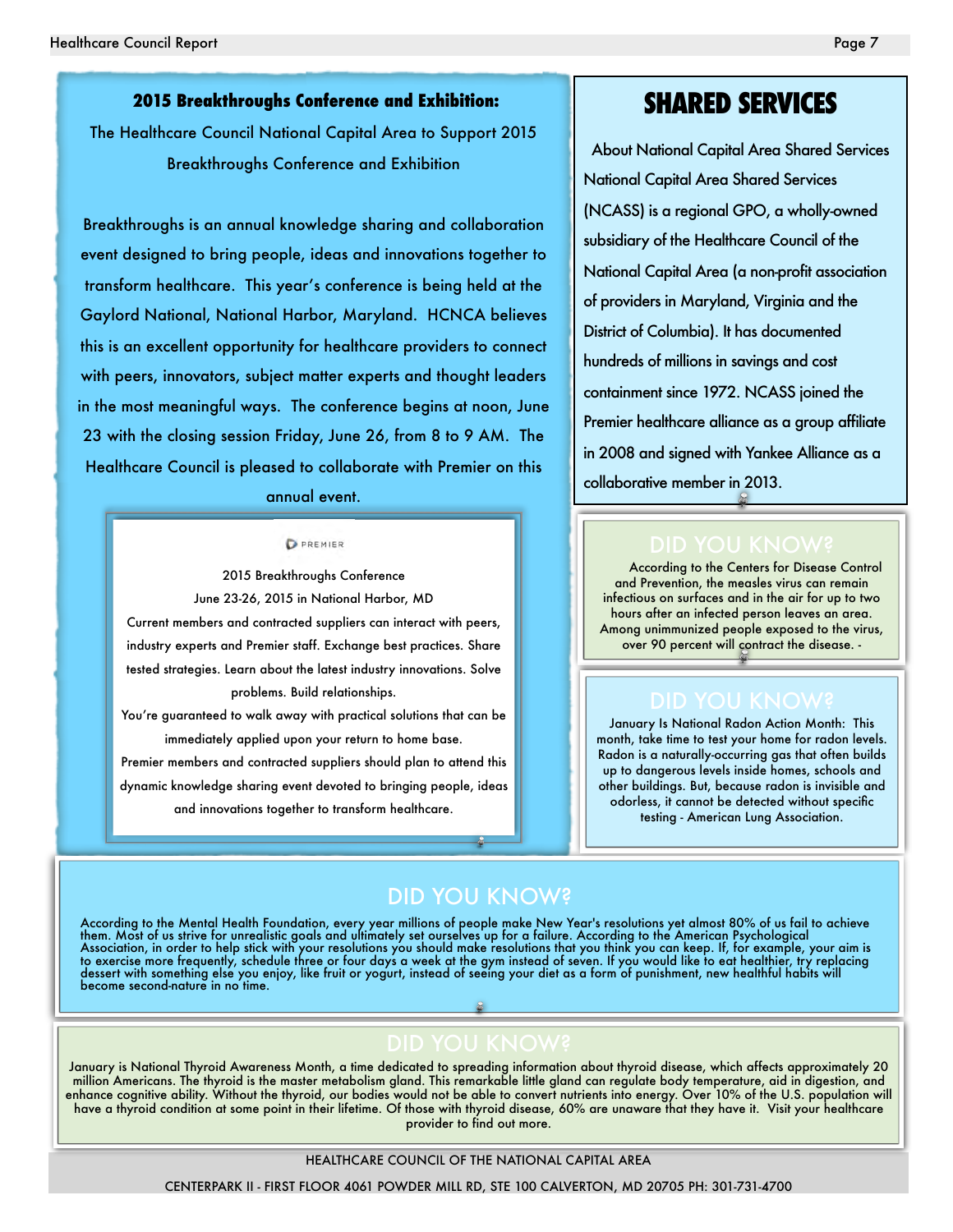## 2015 Breakthroughs Conference and Exhibition:

The Healthcare Council National Capital Area to Support 2015 Breakthroughs Conference and Exhibition

Breakthroughs is an annual knowledge sharing and collaboration event designed to bring people, ideas and innovations together to transform healthcare. This year's conference is being held at the Gaylord National, National Harbor, Maryland. HCNCA believes this is an excellent opportunity for healthcare providers to connect with peers, innovators, subject matter experts and thought leaders in the most meaningful ways. The conference begins at noon, June 23 with the closing session Friday, June 26, from 8 to 9 AM. The Healthcare Council is pleased to collaborate with Premier on this annual event.

PREMIER

2015 Breakthroughs Conference

June 23-26, 2015 in National Harbor, MD

Current members and contracted suppliers can interact with peers, industry experts and Premier staff. Exchange best practices. Share tested strategies. Learn about the latest industry innovations. Solve problems. Build relationships.

You're guaranteed to walk away with practical solutions that can be immediately applied upon your return to home base.

Premier members and contracted suppliers should plan to attend this dynamic knowledge sharing event devoted to bringing people, ideas and innovations together to transform healthcare.

## SHARED SERVICES

About National Capital Area Shared Services

National Capital Area Shared Services (NCASS) is a regional GPO, a wholly-owned subsidiary of the Healthcare Council of the National Capital Area (a non-profit association of providers in Maryland, Virginia and the District of Columbia). It has documented hundreds of millions in savings and cost containment since 1972. NCASS joined the Premier healthcare alliance as a group affiliate in 2008 and signed with Yankee Alliance as a collaborative member in 2013.

### DID YOU KNOW?

According to the Centers for Disease Control and Prevention, the measles virus can remain infectious on surfaces and in the air for up to two hours after an infected person leaves an area. Among unimmunized people exposed to the virus, over 90 percent will contract the disease. -

### DID YOU KNOW?

January Is National Radon Action Month: This month, take time to test your home for radon levels. Radon is a naturally-occurring gas that often builds up to dangerous levels inside homes, schools and other buildings. But, because radon is invisible and odorless, it cannot be detected without specific testing - American Lung Association.

### DID YOU KNOW?

According to the Mental Health Foundation, every year millions of people make New Year's resolutions yet almost 80% of us fail to achieve them. Most of us strive for unrealistic goals and ultimately set ourselves up for a failure. According to the American Psychological Association, in order to help stick with your resolutions you should make resolutions that you think you can keep. If, for example, your aim is to exercise more frequently, schedule three or four days a week at the gym instead of seven. If you would like to eat healthier, try replacing dessert with something else you enjoy, like fruit or yogurt, instead of seeing your diet as a form of punishment, new healthful habits will become second-nature in no time.

### DID YOU KNOW?

January is National Thyroid Awareness Month, a time dedicated to spreading information about thyroid disease, which affects approximately 20 million Americans. The thyroid is the master metabolism gland. This remarkable little gland can regulate body temperature, aid in digestion, and enhance cognitive ability. Without the thyroid, our bodies would not be able to convert nutrients into energy. Over 10% of the U.S. population will have a thyroid condition at some point in their lifetime. Of those with thyroid disease, 60% are unaware that they have it. Visit your healthcare provider to find out more.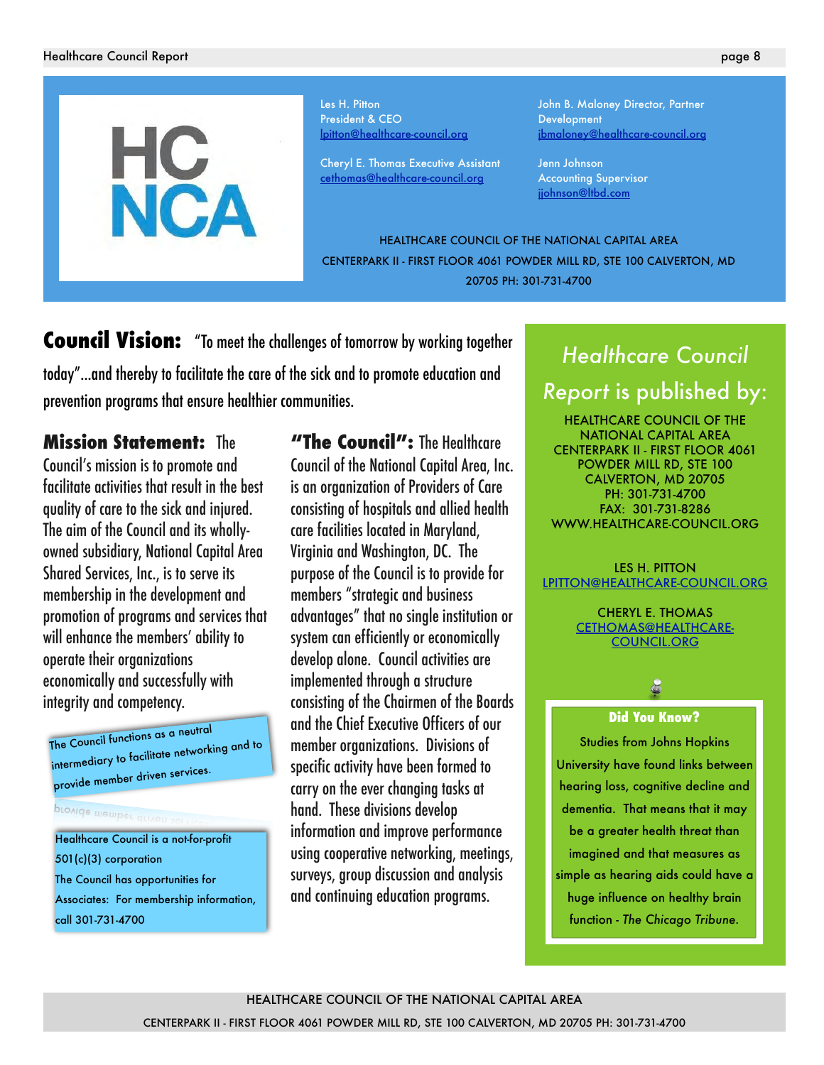HC NCA

Les H. Pitton
President & CEO
lpitton@healthcare-council.org

Cheryl E. Thomas Executive Assistant
cethomas@healthcare-council.org

John B. Maloney Director, Partner Development
jbmaloney@healthcare-council.org

Jenn Johnson
Accounting Supervisor
jjohnson@ltbd.com

HEALTHCARE COUNCIL OF THE NATIONAL CAPITAL AREA
CENTERPARK II - FIRST FLOOR 4061 POWDER MILL RD, STE 100 CALVERTON, MD 20705 PH: 301-731-4700

**Council Vision:** "To meet the challenges of tomorrow by working together today"...and thereby to facilitate the care of the sick and to promote education and prevention programs that ensure healthier communities.

**Mission Statement:** The Council's mission is to promote and facilitate activities that result in the best quality of care to the sick and injured. The aim of the Council and its wholly-owned subsidiary, National Capital Area Shared Services, Inc., is to serve its membership in the development and promotion of programs and services that will enhance the members' ability to operate their organizations economically and successfully with integrity and competency.

The Council functions as a neutral intermediary to facilitate networking and to provide member driven services.

Healthcare Council is a not-for-profit 501(c)(3) corporation
The Council has opportunities for Associates: For membership information, call 301-731-4700

**"The Council":** The Healthcare Council of the National Capital Area, Inc. is an organization of Providers of Care consisting of hospitals and allied health care facilities located in Maryland, Virginia and Washington, DC. The purpose of the Council is to provide for members "strategic and business advantages" that no single institution or system can efficiently or economically develop alone. Council activities are implemented through a structure consisting of the Chairmen of the Boards and the Chief Executive Officers of our member organizations. Divisions of specific activity have been formed to carry on the ever changing tasks at hand. These divisions develop information and improve performance using cooperative networking, meetings, surveys, group discussion and analysis and continuing education programs.

## *Healthcare Council Report* is published by:

HEALTHCARE COUNCIL OF THE NATIONAL CAPITAL AREA
CENTERPARK II - FIRST FLOOR 4061 POWDER MILL RD, STE 100
CALVERTON, MD 20705
PH: 301-731-4700
FAX: 301-731-8286
WWW.HEALTHCARE-COUNCIL.ORG

LES H. PITTON
LPITTON@HEALTHCARE-COUNCIL.ORG

CHERYL E. THOMAS
CETHOMAS@HEALTHCARE-COUNCIL.ORG

**Did You Know?**

Studies from Johns Hopkins University have found links between hearing loss, cognitive decline and dementia. That means that it may be a greater health threat than imagined and that measures as simple as hearing aids could have a huge influence on healthy brain function - *The Chicago Tribune.*